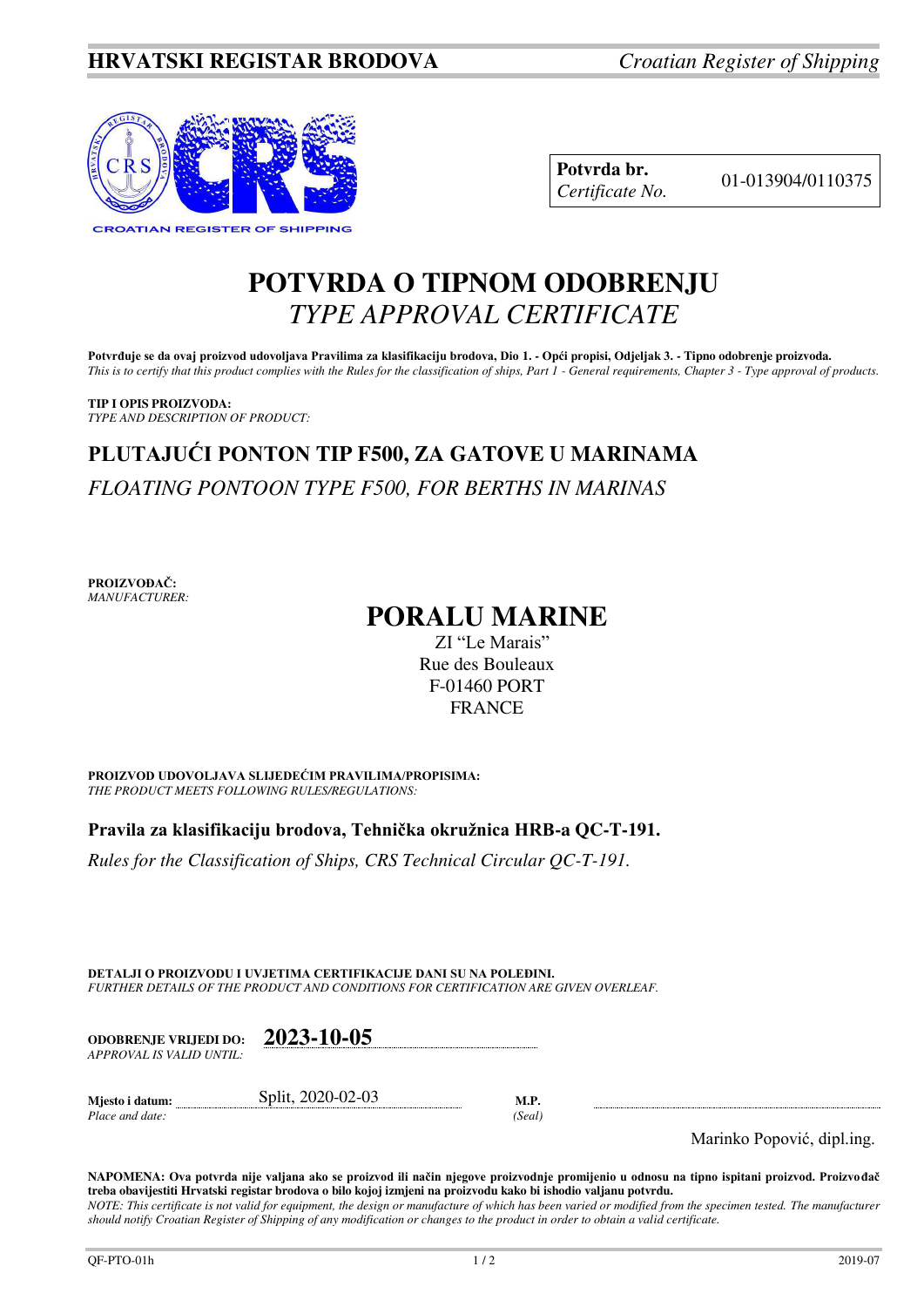**HRVATSKI REGISTAR BRODOVA** *Croatian Register of Shipping*

| **Potvrda br.** *Certificate No.* | 01-013904/0110375 |
|---|---|

# POTVRDA O TIPNOM ODOBRENJU
# *TYPE APPROVAL CERTIFICATE*

**Potvrđuje se da ovaj proizvod udovoljava Pravilima za klasifikaciju brodova, Dio 1. - Opći propisi, Odjeljak 3. - Tipno odobrenje proizvoda.**
*This is to certify that this product complies with the Rules for the classification of ships, Part 1 - General requirements, Chapter 3 - Type approval of products.*

**TIP I OPIS PROIZVODA:**
*TYPE AND DESCRIPTION OF PRODUCT:*

## PLUTAJUĆI PONTON TIP F500, ZA GATOVE U MARINAMA
*FLOATING PONTOON TYPE F500, FOR BERTHS IN MARINAS*

**PROIZVOĐAČ:**
*MANUFACTURER:*

## PORALU MARINE
ZI "Le Marais"
Rue des Bouleaux
F-01460 PORT
FRANCE

**PROIZVOD UDOVOLJAVA SLIJEDEĆIM PRAVILIMA/PROPISIMA:**
*THE PRODUCT MEETS FOLLOWING RULES/REGULATIONS:*

**Pravila za klasifikaciju brodova, Tehnička okružnica HRB-a QC-T-191.**

*Rules for the Classification of Ships, CRS Technical Circular QC-T-191.*

**DETALJI O PROIZVODU I UVJETIMA CERTIFIKACIJE DANI SU NA POLEĐINI.**
*FURTHER DETAILS OF THE PRODUCT AND CONDITIONS FOR CERTIFICATION ARE GIVEN OVERLEAF.*

**ODOBRENJE VRIJEDI DO:** *APPROVAL IS VALID UNTIL:* **2023-10-05**

**Mjesto i datum:** *Place and date:* Split, 2020-02-03

**M.P.** *(Seal)*

Marinko Popović, dipl.ing.

**NAPOMENA: Ova potvrda nije valjana ako se proizvod ili način njegove proizvodnje promijenio u odnosu na tipno ispitani proizvod. Proizvođač treba obavijestiti Hrvatski registar brodova o bilo kojoj izmjeni na proizvodu kako bi ishodio valjanu potvrdu.**
*NOTE: This certificate is not valid for equipment, the design or manufacture of which has been varied or modified from the specimen tested. The manufacturer should notify Croatian Register of Shipping of any modification or changes to the product in order to obtain a valid certificate.*

QF-PTO-01h 2019-07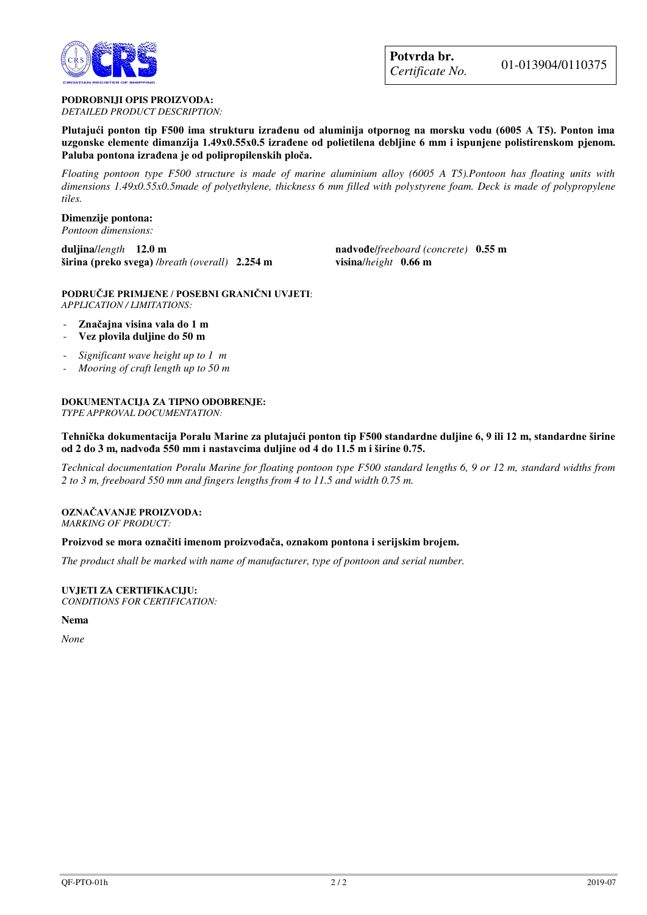| **Potvrda br.** *Certificate No.* | 01-013904/0110375 |
|---|---|

**PODROBNIJI OPIS PROIZVODA:**
*DETAILED PRODUCT DESCRIPTION:*

**Plutajući ponton tip F500 ima strukturu izrađenu od aluminija otpornog na morsku vodu (6005 A T5). Ponton ima uzgonske elemente dimanzija 1.49x0.55x0.5 izrađene od polietilena debljine 6 mm i ispunjene polistirenskom pjenom. Paluba pontona izrađena je od polipropilenskih ploča.**

*Floating pontoon type F500 structure is made of marine aluminium alloy (6005 A T5).Pontoon has floating units with dimensions 1.49x0.55x0.5made of polyethylene, thickness 6 mm filled with polystyrene foam. Deck is made of polypropylene tiles.*

**Dimenzije pontona:**
*Pontoon dimensions:*

**duljina/***length* **12.0 m**
**širina (preko svega) /***breath (overall)* **2.254 m**
**nadvođe/***freeboard (concrete)* **0.55 m**
**visina/***height* **0.66 m**

**PODRUČJE PRIMJENE / POSEBNI GRANIČNI UVJETI**:
*APPLICATION / LIMITATIONS:*

- **Značajna visina vala do 1 m**
- **Vez plovila duljine do 50 m**

- *Significant wave height up to 1 m*
- *Mooring of craft length up to 50 m*

**DOKUMENTACIJA ZA TIPNO ODOBRENJE:**
*TYPE APPROVAL DOCUMENTATION:*

**Tehnička dokumentacija Poralu Marine za plutajući ponton tip F500 standardne duljine 6, 9 ili 12 m, standardne širine od 2 do 3 m, nadvođa 550 mm i nastavcima duljine od 4 do 11.5 m i širine 0.75.**

*Technical documentation Poralu Marine for floating pontoon type F500 standard lengths 6, 9 or 12 m, standard widths from 2 to 3 m, freeboard 550 mm and fingers lengths from 4 to 11.5 and width 0.75 m.*

**OZNAČAVANJE PROIZVODA:**
*MARKING OF PRODUCT:*

**Proizvod se mora označiti imenom proizvođača, oznakom pontona i serijskim brojem.**

*The product shall be marked with name of manufacturer, type of pontoon and serial number.*

**UVJETI ZA CERTIFIKACIJU:**
*CONDITIONS FOR CERTIFICATION:*

**Nema**

*None*